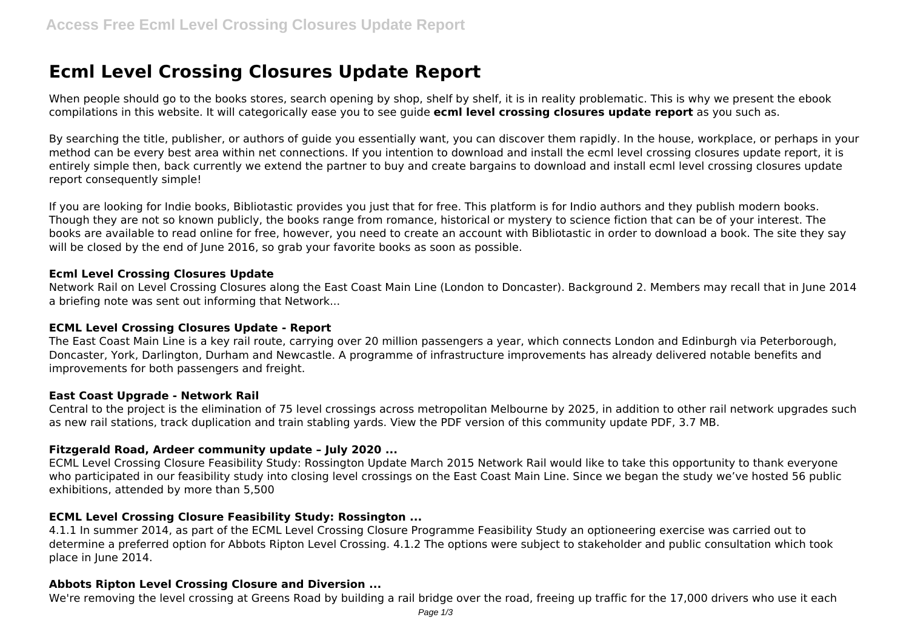# Ecml Level Crossing Closures Update Report

When people should go to the books stores, search opening by shop, shelf by shelf, it is in reality problematic. This is why we present the ebook compilations in this website. It will categorically ease you to see guide **ecml level crossing closures update report** as you such as.

By searching the title, publisher, or authors of guide you essentially want, you can discover them rapidly. In the house, workplace, or perhaps in your method can be every best area within net connections. If you intention to download and install the ecml level crossing closures update report, it is entirely simple then, back currently we extend the partner to buy and create bargains to download and install ecml level crossing closures update report consequently simple!

If you are looking for Indie books, Bibliotastic provides you just that for free. This platform is for Indio authors and they publish modern books. Though they are not so known publicly, the books range from romance, historical or mystery to science fiction that can be of your interest. The books are available to read online for free, however, you need to create an account with Bibliotastic in order to download a book. The site they say will be closed by the end of June 2016, so grab your favorite books as soon as possible.

### Ecml Level Crossing Closures Update

Network Rail on Level Crossing Closures along the East Coast Main Line (London to Doncaster). Background 2. Members may recall that in June 2014 a briefing note was sent out informing that Network...

### ECML Level Crossing Closures Update - Report

The East Coast Main Line is a key rail route, carrying over 20 million passengers a year, which connects London and Edinburgh via Peterborough, Doncaster, York, Darlington, Durham and Newcastle. A programme of infrastructure improvements has already delivered notable benefits and improvements for both passengers and freight.

### East Coast Upgrade - Network Rail

Central to the project is the elimination of 75 level crossings across metropolitan Melbourne by 2025, in addition to other rail network upgrades such as new rail stations, track duplication and train stabling yards. View the PDF version of this community update PDF, 3.7 MB.

### Fitzgerald Road, Ardeer community update – July 2020 ...

ECML Level Crossing Closure Feasibility Study: Rossington Update March 2015 Network Rail would like to take this opportunity to thank everyone who participated in our feasibility study into closing level crossings on the East Coast Main Line. Since we began the study we've hosted 56 public exhibitions, attended by more than 5,500

### ECML Level Crossing Closure Feasibility Study: Rossington ...

4.1.1 In summer 2014, as part of the ECML Level Crossing Closure Programme Feasibility Study an optioneering exercise was carried out to determine a preferred option for Abbots Ripton Level Crossing. 4.1.2 The options were subject to stakeholder and public consultation which took place in June 2014.

### Abbots Ripton Level Crossing Closure and Diversion ...

We're removing the level crossing at Greens Road by building a rail bridge over the road, freeing up traffic for the 17,000 drivers who use it each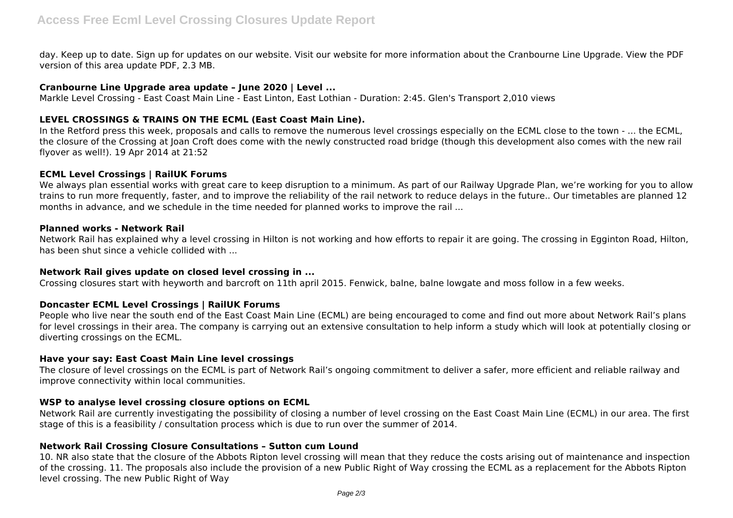day. Keep up to date. Sign up for updates on our website. Visit our website for more information about the Cranbourne Line Upgrade. View the PDF version of this area update PDF, 2.3 MB.

**Cranbourne Line Upgrade area update – June 2020 | Level ...**

Markle Level Crossing - East Coast Main Line - East Linton, East Lothian - Duration: 2:45. Glen's Transport 2,010 views

**LEVEL CROSSINGS & TRAINS ON THE ECML (East Coast Main Line).**

In the Retford press this week, proposals and calls to remove the numerous level crossings especially on the ECML close to the town - ... the ECML, the closure of the Crossing at Joan Croft does come with the newly constructed road bridge (though this development also comes with the new rail flyover as well!). 19 Apr 2014 at 21:52

**ECML Level Crossings | RailUK Forums**

We always plan essential works with great care to keep disruption to a minimum. As part of our Railway Upgrade Plan, we're working for you to allow trains to run more frequently, faster, and to improve the reliability of the rail network to reduce delays in the future.. Our timetables are planned 12 months in advance, and we schedule in the time needed for planned works to improve the rail ...

**Planned works - Network Rail**

Network Rail has explained why a level crossing in Hilton is not working and how efforts to repair it are going. The crossing in Egginton Road, Hilton, has been shut since a vehicle collided with ...

**Network Rail gives update on closed level crossing in ...**

Crossing closures start with heyworth and barcroft on 11th april 2015. Fenwick, balne, balne lowgate and moss follow in a few weeks.

**Doncaster ECML Level Crossings | RailUK Forums**

People who live near the south end of the East Coast Main Line (ECML) are being encouraged to come and find out more about Network Rail's plans for level crossings in their area. The company is carrying out an extensive consultation to help inform a study which will look at potentially closing or diverting crossings on the ECML.

**Have your say: East Coast Main Line level crossings**

The closure of level crossings on the ECML is part of Network Rail's ongoing commitment to deliver a safer, more efficient and reliable railway and improve connectivity within local communities.

**WSP to analyse level crossing closure options on ECML**

Network Rail are currently investigating the possibility of closing a number of level crossing on the East Coast Main Line (ECML) in our area. The first stage of this is a feasibility / consultation process which is due to run over the summer of 2014.

**Network Rail Crossing Closure Consultations – Sutton cum Lound**

10. NR also state that the closure of the Abbots Ripton level crossing will mean that they reduce the costs arising out of maintenance and inspection of the crossing. 11. The proposals also include the provision of a new Public Right of Way crossing the ECML as a replacement for the Abbots Ripton level crossing. The new Public Right of Way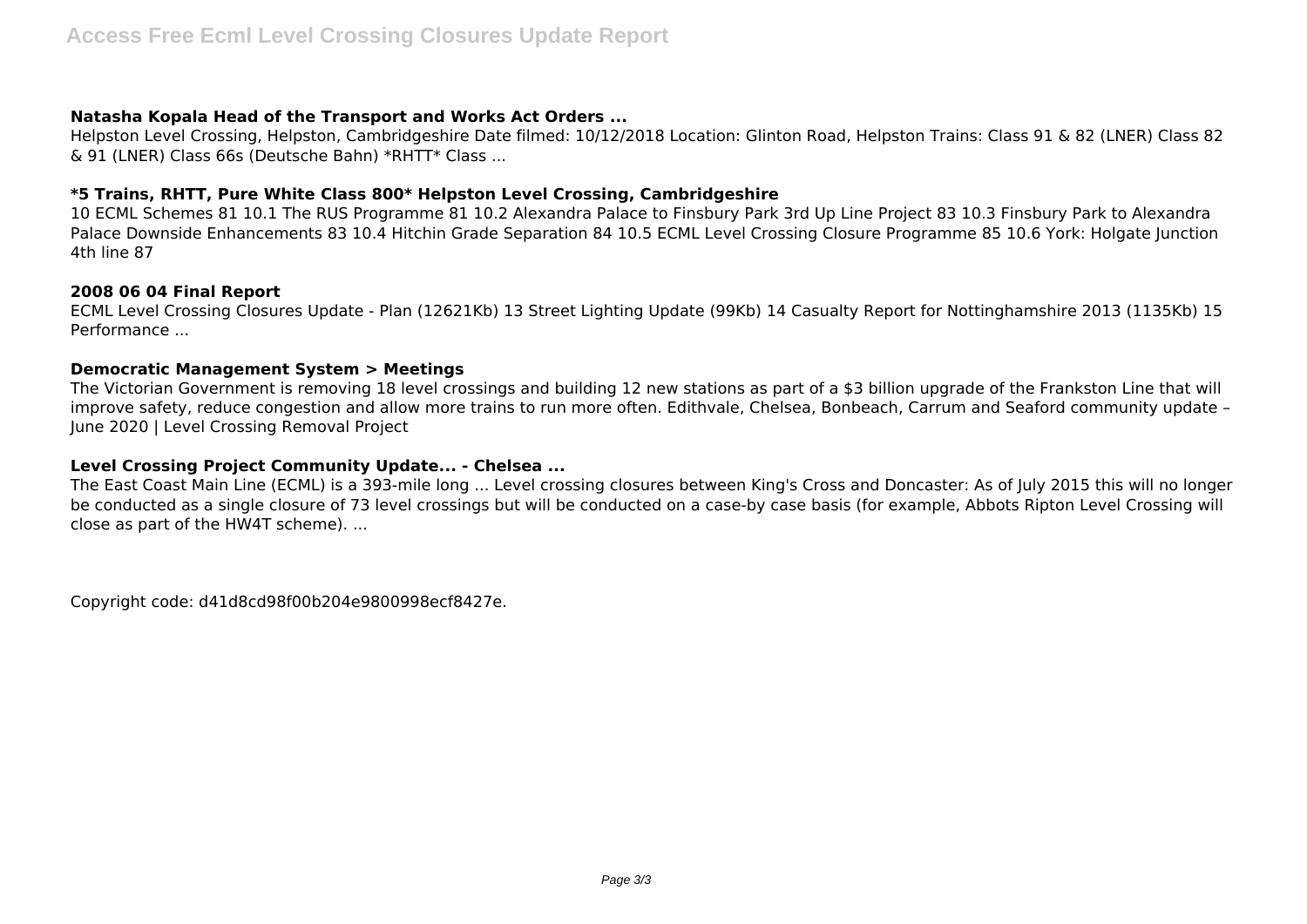**Natasha Kopala Head of the Transport and Works Act Orders ...**

Helpston Level Crossing, Helpston, Cambridgeshire Date filmed: 10/12/2018 Location: Glinton Road, Helpston Trains: Class 91 & 82 (LNER) Class 82 & 91 (LNER) Class 66s (Deutsche Bahn) *RHTT* Class ...

**\*5 Trains, RHTT, Pure White Class 800\* Helpston Level Crossing, Cambridgeshire**

10 ECML Schemes 81 10.1 The RUS Programme 81 10.2 Alexandra Palace to Finsbury Park 3rd Up Line Project 83 10.3 Finsbury Park to Alexandra Palace Downside Enhancements 83 10.4 Hitchin Grade Separation 84 10.5 ECML Level Crossing Closure Programme 85 10.6 York: Holgate Junction 4th line 87

**2008 06 04 Final Report**

ECML Level Crossing Closures Update - Plan (12621Kb) 13 Street Lighting Update (99Kb) 14 Casualty Report for Nottinghamshire 2013 (1135Kb) 15 Performance ...

**Democratic Management System > Meetings**

The Victorian Government is removing 18 level crossings and building 12 new stations as part of a $3 billion upgrade of the Frankston Line that will improve safety, reduce congestion and allow more trains to run more often. Edithvale, Chelsea, Bonbeach, Carrum and Seaford community update – June 2020 | Level Crossing Removal Project

**Level Crossing Project Community Update... - Chelsea ...**

The East Coast Main Line (ECML) is a 393-mile long ... Level crossing closures between King's Cross and Doncaster: As of July 2015 this will no longer be conducted as a single closure of 73 level crossings but will be conducted on a case-by case basis (for example, Abbots Ripton Level Crossing will close as part of the HW4T scheme). ...

Copyright code: d41d8cd98f00b204e9800998ecf8427e.